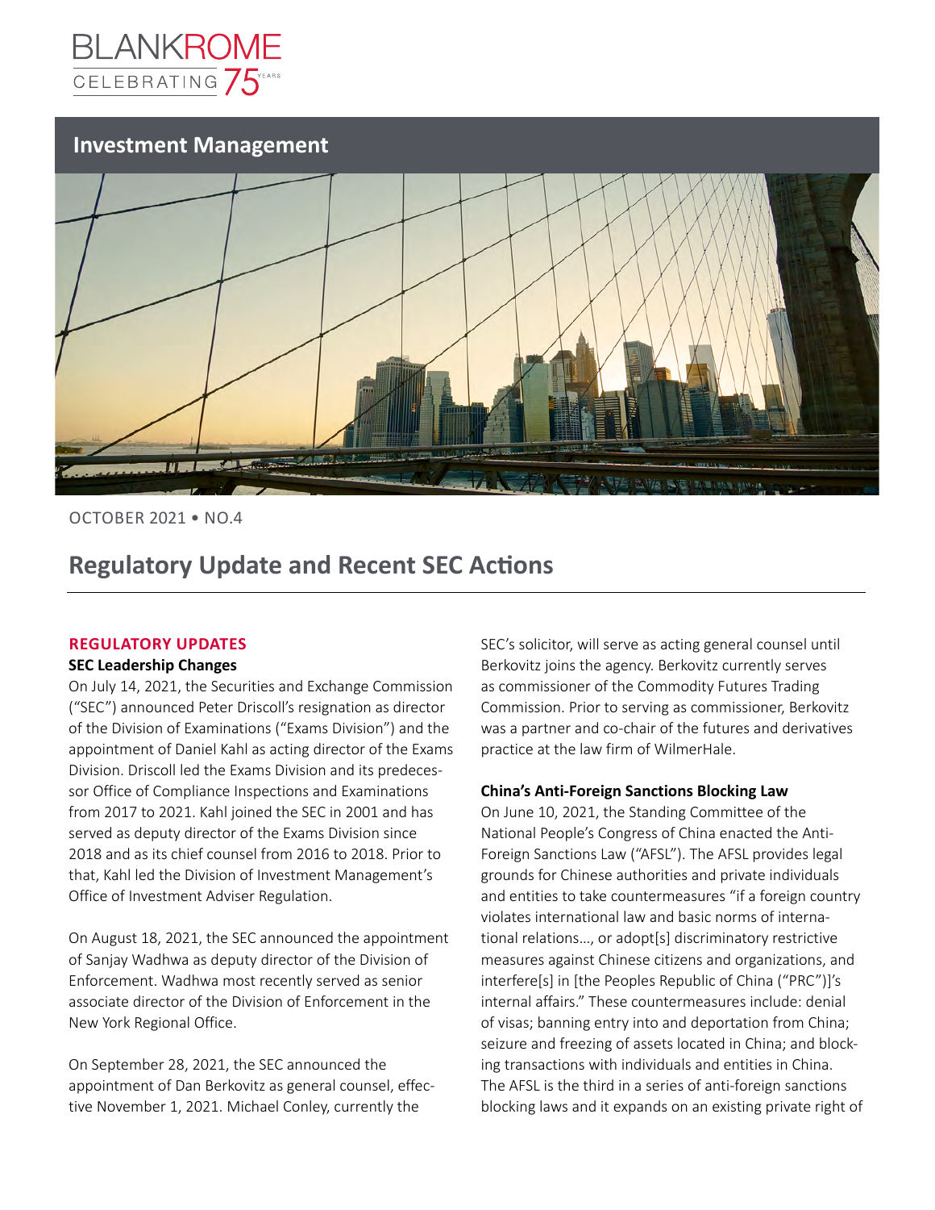BLANKROME CELEBRATING 75 YEARS

## Investment Management

OCTOBER 2021 • NO.4

# Regulatory Update and Recent SEC Actions

## REGULATORY UPDATES

### SEC Leadership Changes

On July 14, 2021, the Securities and Exchange Commission ("SEC") announced Peter Driscoll's resignation as director of the Division of Examinations ("Exams Division") and the appointment of Daniel Kahl as acting director of the Exams Division. Driscoll led the Exams Division and its predecessor Office of Compliance Inspections and Examinations from 2017 to 2021. Kahl joined the SEC in 2001 and has served as deputy director of the Exams Division since 2018 and as its chief counsel from 2016 to 2018. Prior to that, Kahl led the Division of Investment Management's Office of Investment Adviser Regulation.

On August 18, 2021, the SEC announced the appointment of Sanjay Wadhwa as deputy director of the Division of Enforcement. Wadhwa most recently served as senior associate director of the Division of Enforcement in the New York Regional Office.

On September 28, 2021, the SEC announced the appointment of Dan Berkovitz as general counsel, effective November 1, 2021. Michael Conley, currently the SEC's solicitor, will serve as acting general counsel until Berkovitz joins the agency. Berkovitz currently serves as commissioner of the Commodity Futures Trading Commission. Prior to serving as commissioner, Berkovitz was a partner and co-chair of the futures and derivatives practice at the law firm of WilmerHale.

### China's Anti-Foreign Sanctions Blocking Law

On June 10, 2021, the Standing Committee of the National People's Congress of China enacted the Anti-Foreign Sanctions Law ("AFSL"). The AFSL provides legal grounds for Chinese authorities and private individuals and entities to take countermeasures "if a foreign country violates international law and basic norms of international relations…, or adopt[s] discriminatory restrictive measures against Chinese citizens and organizations, and interfere[s] in [the Peoples Republic of China ("PRC")]'s internal affairs." These countermeasures include: denial of visas; banning entry into and deportation from China; seizure and freezing of assets located in China; and blocking transactions with individuals and entities in China. The AFSL is the third in a series of anti-foreign sanctions blocking laws and it expands on an existing private right of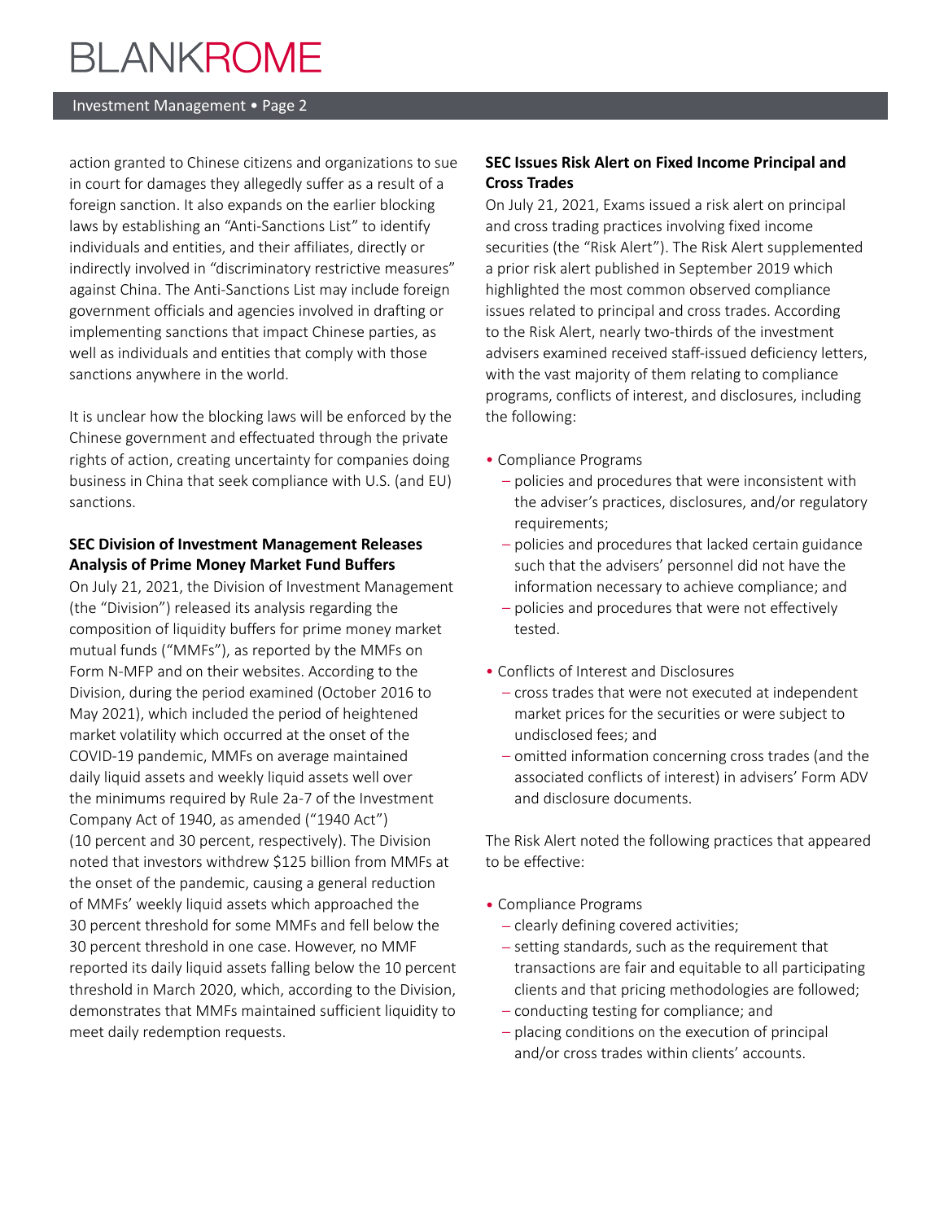action granted to Chinese citizens and organizations to sue in court for damages they allegedly suffer as a result of a foreign sanction. It also expands on the earlier blocking laws by establishing an "Anti-Sanctions List" to identify individuals and entities, and their affiliates, directly or indirectly involved in "discriminatory restrictive measures" against China. The Anti-Sanctions List may include foreign government officials and agencies involved in drafting or implementing sanctions that impact Chinese parties, as well as individuals and entities that comply with those sanctions anywhere in the world.

It is unclear how the blocking laws will be enforced by the Chinese government and effectuated through the private rights of action, creating uncertainty for companies doing business in China that seek compliance with U.S. (and EU) sanctions.

**SEC Division of Investment Management Releases Analysis of Prime Money Market Fund Buffers**

On July 21, 2021, the Division of Investment Management (the "Division") released its analysis regarding the composition of liquidity buffers for prime money market mutual funds ("MMFs"), as reported by the MMFs on Form N-MFP and on their websites. According to the Division, during the period examined (October 2016 to May 2021), which included the period of heightened market volatility which occurred at the onset of the COVID-19 pandemic, MMFs on average maintained daily liquid assets and weekly liquid assets well over the minimums required by Rule 2a-7 of the Investment Company Act of 1940, as amended ("1940 Act") (10 percent and 30 percent, respectively). The Division noted that investors withdrew $125 billion from MMFs at the onset of the pandemic, causing a general reduction of MMFs' weekly liquid assets which approached the 30 percent threshold for some MMFs and fell below the 30 percent threshold in one case. However, no MMF reported its daily liquid assets falling below the 10 percent threshold in March 2020, which, according to the Division, demonstrates that MMFs maintained sufficient liquidity to meet daily redemption requests.

**SEC Issues Risk Alert on Fixed Income Principal and Cross Trades**

On July 21, 2021, Exams issued a risk alert on principal and cross trading practices involving fixed income securities (the "Risk Alert"). The Risk Alert supplemented a prior risk alert published in September 2019 which highlighted the most common observed compliance issues related to principal and cross trades. According to the Risk Alert, nearly two-thirds of the investment advisers examined received staff-issued deficiency letters, with the vast majority of them relating to compliance programs, conflicts of interest, and disclosures, including the following:

- Compliance Programs
  - policies and procedures that were inconsistent with the adviser's practices, disclosures, and/or regulatory requirements;
  - policies and procedures that lacked certain guidance such that the advisers' personnel did not have the information necessary to achieve compliance; and
  - policies and procedures that were not effectively tested.
- Conflicts of Interest and Disclosures
  - cross trades that were not executed at independent market prices for the securities or were subject to undisclosed fees; and
  - omitted information concerning cross trades (and the associated conflicts of interest) in advisers' Form ADV and disclosure documents.

The Risk Alert noted the following practices that appeared to be effective:

- Compliance Programs
  - clearly defining covered activities;
  - setting standards, such as the requirement that transactions are fair and equitable to all participating clients and that pricing methodologies are followed;
  - conducting testing for compliance; and
  - placing conditions on the execution of principal and/or cross trades within clients' accounts.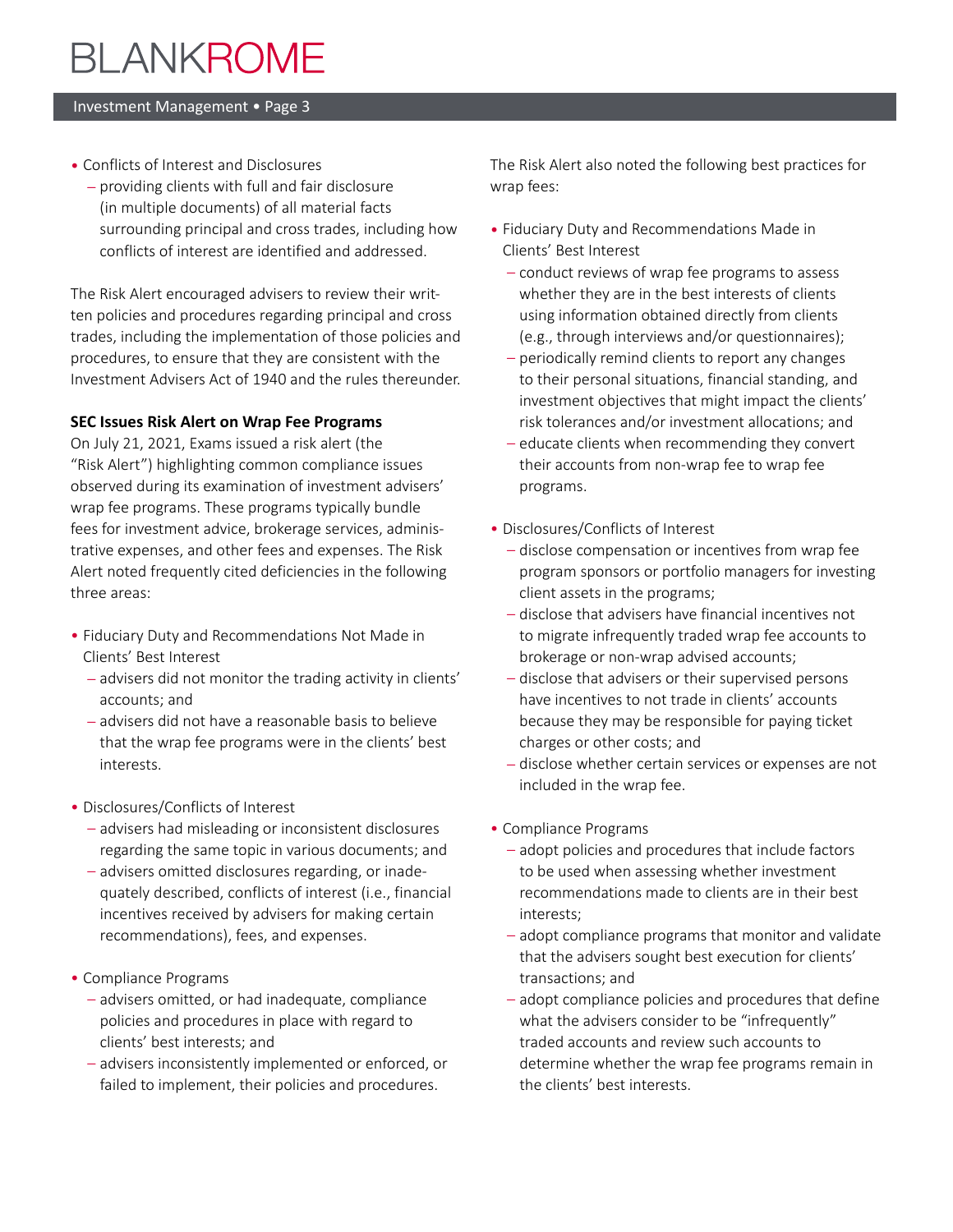- Conflicts of Interest and Disclosures
  - providing clients with full and fair disclosure (in multiple documents) of all material facts surrounding principal and cross trades, including how conflicts of interest are identified and addressed.

The Risk Alert encouraged advisers to review their written policies and procedures regarding principal and cross trades, including the implementation of those policies and procedures, to ensure that they are consistent with the Investment Advisers Act of 1940 and the rules thereunder.

**SEC Issues Risk Alert on Wrap Fee Programs**

On July 21, 2021, Exams issued a risk alert (the "Risk Alert") highlighting common compliance issues observed during its examination of investment advisers' wrap fee programs. These programs typically bundle fees for investment advice, brokerage services, administrative expenses, and other fees and expenses. The Risk Alert noted frequently cited deficiencies in the following three areas:

- Fiduciary Duty and Recommendations Not Made in Clients' Best Interest
  - advisers did not monitor the trading activity in clients' accounts; and
  - advisers did not have a reasonable basis to believe that the wrap fee programs were in the clients' best interests.
- Disclosures/Conflicts of Interest
  - advisers had misleading or inconsistent disclosures regarding the same topic in various documents; and
  - advisers omitted disclosures regarding, or inadequately described, conflicts of interest (i.e., financial incentives received by advisers for making certain recommendations), fees, and expenses.
- Compliance Programs
  - advisers omitted, or had inadequate, compliance policies and procedures in place with regard to clients' best interests; and
  - advisers inconsistently implemented or enforced, or failed to implement, their policies and procedures.

The Risk Alert also noted the following best practices for wrap fees:

- Fiduciary Duty and Recommendations Made in Clients' Best Interest
  - conduct reviews of wrap fee programs to assess whether they are in the best interests of clients using information obtained directly from clients (e.g., through interviews and/or questionnaires);
  - periodically remind clients to report any changes to their personal situations, financial standing, and investment objectives that might impact the clients' risk tolerances and/or investment allocations; and
  - educate clients when recommending they convert their accounts from non-wrap fee to wrap fee programs.
- Disclosures/Conflicts of Interest
  - disclose compensation or incentives from wrap fee program sponsors or portfolio managers for investing client assets in the programs;
  - disclose that advisers have financial incentives not to migrate infrequently traded wrap fee accounts to brokerage or non-wrap advised accounts;
  - disclose that advisers or their supervised persons have incentives to not trade in clients' accounts because they may be responsible for paying ticket charges or other costs; and
  - disclose whether certain services or expenses are not included in the wrap fee.
- Compliance Programs
  - adopt policies and procedures that include factors to be used when assessing whether investment recommendations made to clients are in their best interests;
  - adopt compliance programs that monitor and validate that the advisers sought best execution for clients' transactions; and
  - adopt compliance policies and procedures that define what the advisers consider to be "infrequently" traded accounts and review such accounts to determine whether the wrap fee programs remain in the clients' best interests.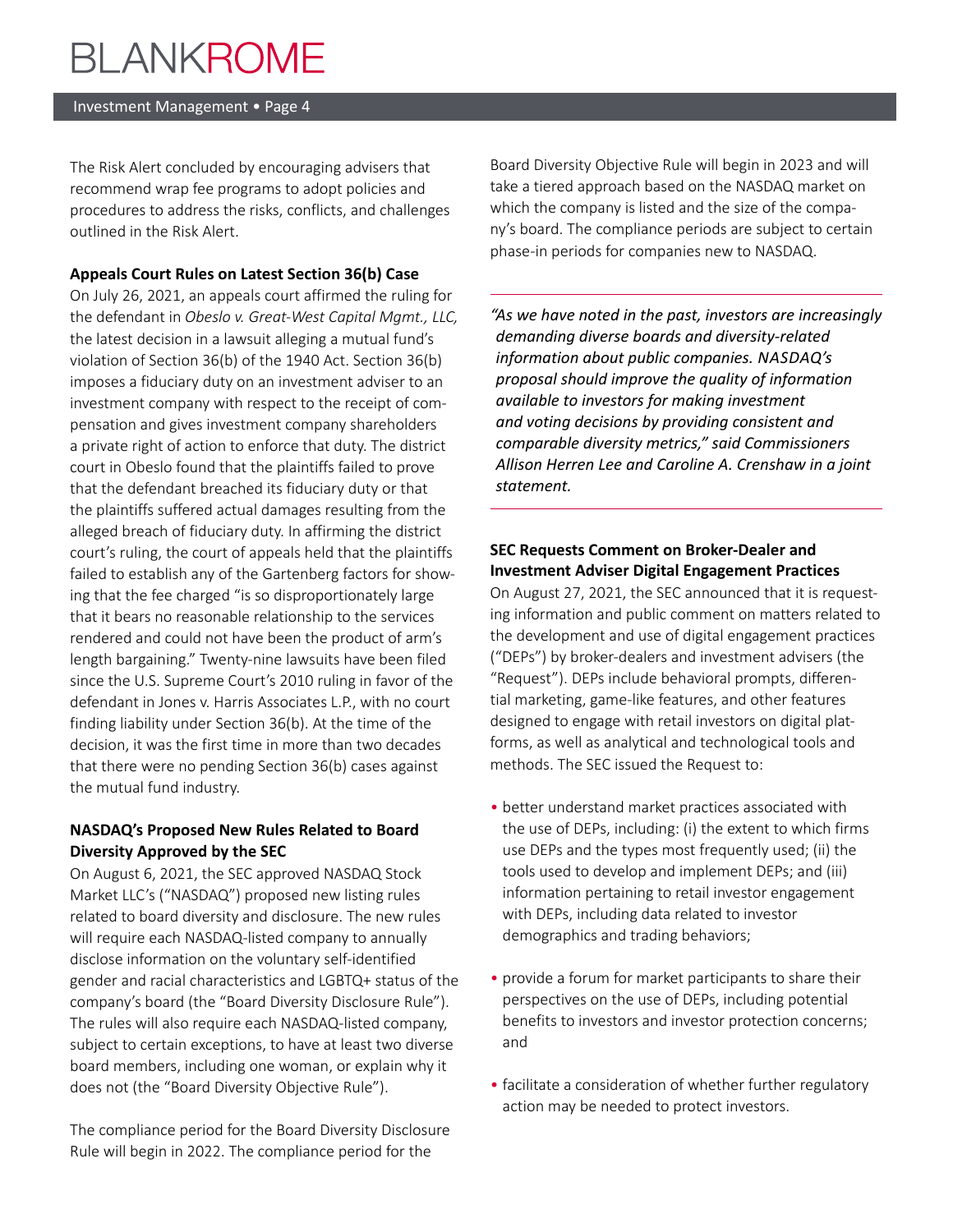The Risk Alert concluded by encouraging advisers that recommend wrap fee programs to adopt policies and procedures to address the risks, conflicts, and challenges outlined in the Risk Alert.

**Appeals Court Rules on Latest Section 36(b) Case**

On July 26, 2021, an appeals court affirmed the ruling for the defendant in *Obeslo v. Great-West Capital Mgmt., LLC,* the latest decision in a lawsuit alleging a mutual fund's violation of Section 36(b) of the 1940 Act. Section 36(b) imposes a fiduciary duty on an investment adviser to an investment company with respect to the receipt of compensation and gives investment company shareholders a private right of action to enforce that duty. The district court in Obeslo found that the plaintiffs failed to prove that the defendant breached its fiduciary duty or that the plaintiffs suffered actual damages resulting from the alleged breach of fiduciary duty. In affirming the district court's ruling, the court of appeals held that the plaintiffs failed to establish any of the Gartenberg factors for showing that the fee charged "is so disproportionately large that it bears no reasonable relationship to the services rendered and could not have been the product of arm's length bargaining." Twenty-nine lawsuits have been filed since the U.S. Supreme Court's 2010 ruling in favor of the defendant in Jones v. Harris Associates L.P., with no court finding liability under Section 36(b). At the time of the decision, it was the first time in more than two decades that there were no pending Section 36(b) cases against the mutual fund industry.

**NASDAQ's Proposed New Rules Related to Board Diversity Approved by the SEC**

On August 6, 2021, the SEC approved NASDAQ Stock Market LLC's ("NASDAQ") proposed new listing rules related to board diversity and disclosure. The new rules will require each NASDAQ-listed company to annually disclose information on the voluntary self-identified gender and racial characteristics and LGBTQ+ status of the company's board (the "Board Diversity Disclosure Rule"). The rules will also require each NASDAQ-listed company, subject to certain exceptions, to have at least two diverse board members, including one woman, or explain why it does not (the "Board Diversity Objective Rule").

The compliance period for the Board Diversity Disclosure Rule will begin in 2022. The compliance period for the Board Diversity Objective Rule will begin in 2023 and will take a tiered approach based on the NASDAQ market on which the company is listed and the size of the company's board. The compliance periods are subject to certain phase-in periods for companies new to NASDAQ.

> ***"As we have noted in the past, investors are increasingly demanding diverse boards and diversity-related information about public companies. NASDAQ's proposal should improve the quality of information available to investors for making investment and voting decisions by providing consistent and comparable diversity metrics," said Commissioners Allison Herren Lee and Caroline A. Crenshaw in a joint statement.***

**SEC Requests Comment on Broker-Dealer and Investment Adviser Digital Engagement Practices**

On August 27, 2021, the SEC announced that it is requesting information and public comment on matters related to the development and use of digital engagement practices ("DEPs") by broker-dealers and investment advisers (the "Request"). DEPs include behavioral prompts, differential marketing, game-like features, and other features designed to engage with retail investors on digital platforms, as well as analytical and technological tools and methods. The SEC issued the Request to:

- better understand market practices associated with the use of DEPs, including: (i) the extent to which firms use DEPs and the types most frequently used; (ii) the tools used to develop and implement DEPs; and (iii) information pertaining to retail investor engagement with DEPs, including data related to investor demographics and trading behaviors;
- provide a forum for market participants to share their perspectives on the use of DEPs, including potential benefits to investors and investor protection concerns; and
- facilitate a consideration of whether further regulatory action may be needed to protect investors.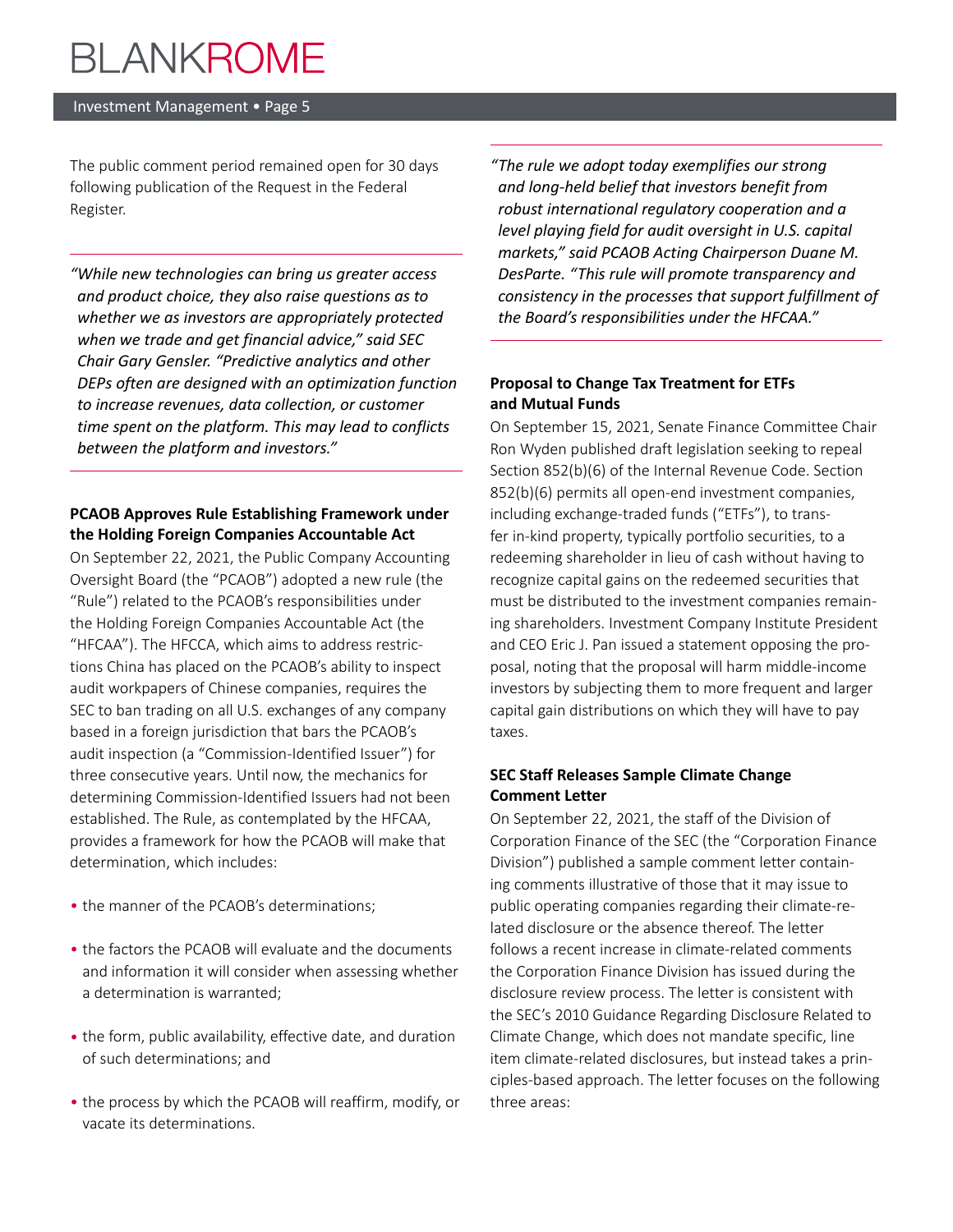The public comment period remained open for 30 days following publication of the Request in the Federal Register.

*"While new technologies can bring us greater access and product choice, they also raise questions as to whether we as investors are appropriately protected when we trade and get financial advice," said SEC Chair Gary Gensler. "Predictive analytics and other DEPs often are designed with an optimization function to increase revenues, data collection, or customer time spent on the platform. This may lead to conflicts between the platform and investors."*

**PCAOB Approves Rule Establishing Framework under the Holding Foreign Companies Accountable Act**

On September 22, 2021, the Public Company Accounting Oversight Board (the "PCAOB") adopted a new rule (the "Rule") related to the PCAOB's responsibilities under the Holding Foreign Companies Accountable Act (the "HFCAA"). The HFCCA, which aims to address restrictions China has placed on the PCAOB's ability to inspect audit workpapers of Chinese companies, requires the SEC to ban trading on all U.S. exchanges of any company based in a foreign jurisdiction that bars the PCAOB's audit inspection (a "Commission-Identified Issuer") for three consecutive years. Until now, the mechanics for determining Commission-Identified Issuers had not been established. The Rule, as contemplated by the HFCAA, provides a framework for how the PCAOB will make that determination, which includes:

- the manner of the PCAOB's determinations;
- the factors the PCAOB will evaluate and the documents and information it will consider when assessing whether a determination is warranted;
- the form, public availability, effective date, and duration of such determinations; and
- the process by which the PCAOB will reaffirm, modify, or vacate its determinations.

*"The rule we adopt today exemplifies our strong and long-held belief that investors benefit from robust international regulatory cooperation and a level playing field for audit oversight in U.S. capital markets," said PCAOB Acting Chairperson Duane M. DesParte. "This rule will promote transparency and consistency in the processes that support fulfillment of the Board's responsibilities under the HFCAA."*

**Proposal to Change Tax Treatment for ETFs and Mutual Funds**

On September 15, 2021, Senate Finance Committee Chair Ron Wyden published draft legislation seeking to repeal Section 852(b)(6) of the Internal Revenue Code. Section 852(b)(6) permits all open-end investment companies, including exchange-traded funds ("ETFs"), to transfer in-kind property, typically portfolio securities, to a redeeming shareholder in lieu of cash without having to recognize capital gains on the redeemed securities that must be distributed to the investment companies remaining shareholders. Investment Company Institute President and CEO Eric J. Pan issued a statement opposing the proposal, noting that the proposal will harm middle-income investors by subjecting them to more frequent and larger capital gain distributions on which they will have to pay taxes.

**SEC Staff Releases Sample Climate Change Comment Letter**

On September 22, 2021, the staff of the Division of Corporation Finance of the SEC (the "Corporation Finance Division") published a sample comment letter containing comments illustrative of those that it may issue to public operating companies regarding their climate-related disclosure or the absence thereof. The letter follows a recent increase in climate-related comments the Corporation Finance Division has issued during the disclosure review process. The letter is consistent with the SEC's 2010 Guidance Regarding Disclosure Related to Climate Change, which does not mandate specific, line item climate-related disclosures, but instead takes a principles-based approach. The letter focuses on the following three areas: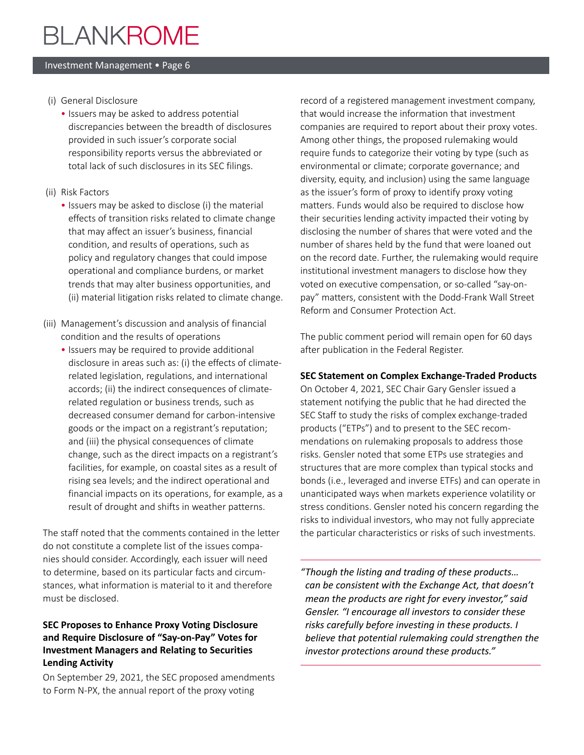(i) General Disclosure

- Issuers may be asked to address potential discrepancies between the breadth of disclosures provided in such issuer's corporate social responsibility reports versus the abbreviated or total lack of such disclosures in its SEC filings.

(ii) Risk Factors

- Issuers may be asked to disclose (i) the material effects of transition risks related to climate change that may affect an issuer's business, financial condition, and results of operations, such as policy and regulatory changes that could impose operational and compliance burdens, or market trends that may alter business opportunities, and (ii) material litigation risks related to climate change.

(iii) Management's discussion and analysis of financial condition and the results of operations

- Issuers may be required to provide additional disclosure in areas such as: (i) the effects of climate-related legislation, regulations, and international accords; (ii) the indirect consequences of climate-related regulation or business trends, such as decreased consumer demand for carbon-intensive goods or the impact on a registrant's reputation; and (iii) the physical consequences of climate change, such as the direct impacts on a registrant's facilities, for example, on coastal sites as a result of rising sea levels; and the indirect operational and financial impacts on its operations, for example, as a result of drought and shifts in weather patterns.

The staff noted that the comments contained in the letter do not constitute a complete list of the issues companies should consider. Accordingly, each issuer will need to determine, based on its particular facts and circumstances, what information is material to it and therefore must be disclosed.

**SEC Proposes to Enhance Proxy Voting Disclosure and Require Disclosure of "Say-on-Pay" Votes for Investment Managers and Relating to Securities Lending Activity**

On September 29, 2021, the SEC proposed amendments to Form N-PX, the annual report of the proxy voting record of a registered management investment company, that would increase the information that investment companies are required to report about their proxy votes. Among other things, the proposed rulemaking would require funds to categorize their voting by type (such as environmental or climate; corporate governance; and diversity, equity, and inclusion) using the same language as the issuer's form of proxy to identify proxy voting matters. Funds would also be required to disclose how their securities lending activity impacted their voting by disclosing the number of shares that were voted and the number of shares held by the fund that were loaned out on the record date. Further, the rulemaking would require institutional investment managers to disclose how they voted on executive compensation, or so-called "say-on-pay" matters, consistent with the Dodd-Frank Wall Street Reform and Consumer Protection Act.

The public comment period will remain open for 60 days after publication in the Federal Register.

**SEC Statement on Complex Exchange-Traded Products**

On October 4, 2021, SEC Chair Gary Gensler issued a statement notifying the public that he had directed the SEC Staff to study the risks of complex exchange-traded products ("ETPs") and to present to the SEC recommendations on rulemaking proposals to address those risks. Gensler noted that some ETPs use strategies and structures that are more complex than typical stocks and bonds (i.e., leveraged and inverse ETFs) and can operate in unanticipated ways when markets experience volatility or stress conditions. Gensler noted his concern regarding the risks to individual investors, who may not fully appreciate the particular characteristics or risks of such investments.

*"Though the listing and trading of these products… can be consistent with the Exchange Act, that doesn't mean the products are right for every investor," said Gensler. "I encourage all investors to consider these risks carefully before investing in these products. I believe that potential rulemaking could strengthen the investor protections around these products."*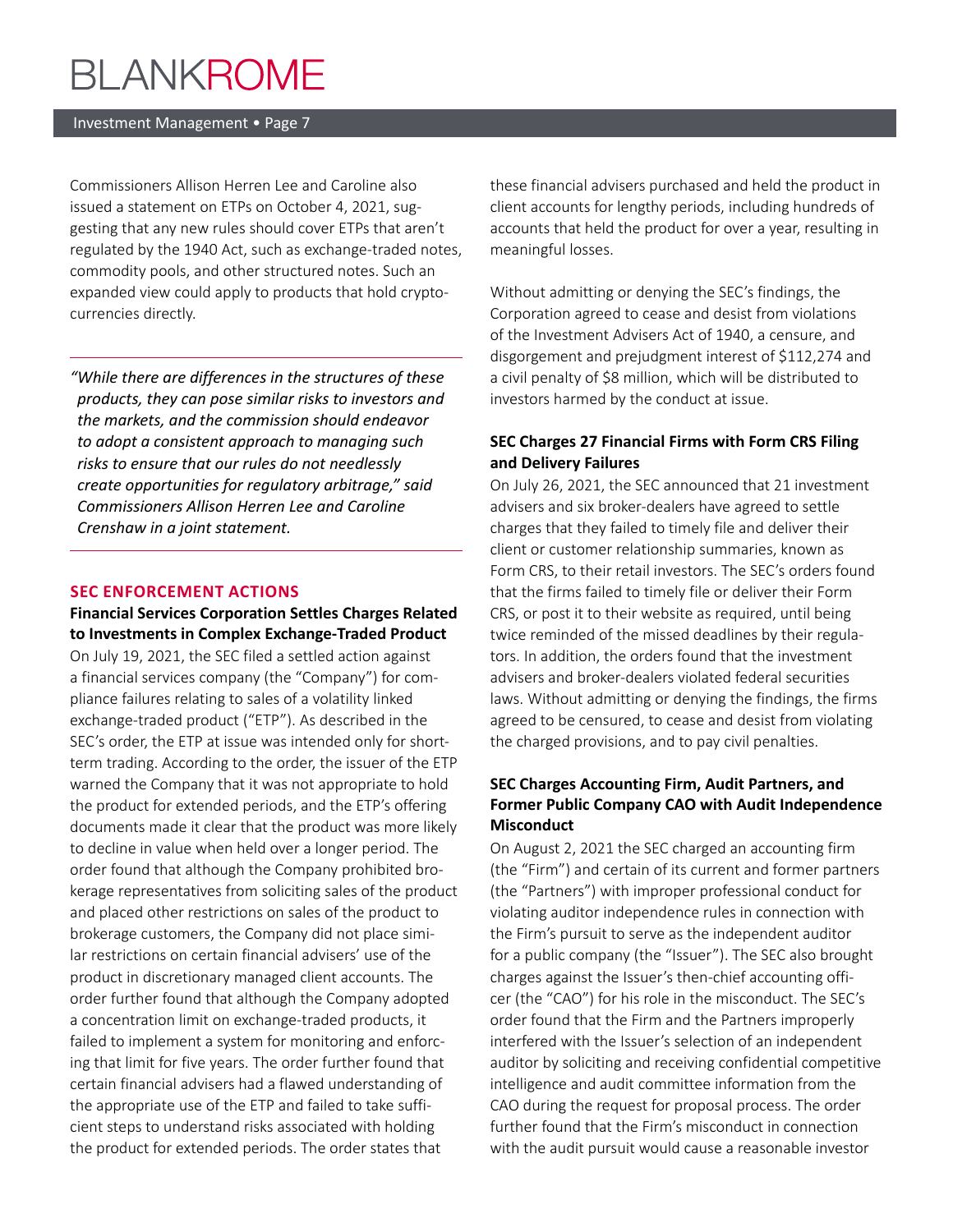Commissioners Allison Herren Lee and Caroline also issued a statement on ETPs on October 4, 2021, suggesting that any new rules should cover ETPs that aren't regulated by the 1940 Act, such as exchange-traded notes, commodity pools, and other structured notes. Such an expanded view could apply to products that hold cryptocurrencies directly.

> *"While there are differences in the structures of these products, they can pose similar risks to investors and the markets, and the commission should endeavor to adopt a consistent approach to managing such risks to ensure that our rules do not needlessly create opportunities for regulatory arbitrage," said Commissioners Allison Herren Lee and Caroline Crenshaw in a joint statement.*

## SEC ENFORCEMENT ACTIONS

### Financial Services Corporation Settles Charges Related to Investments in Complex Exchange-Traded Product

On July 19, 2021, the SEC filed a settled action against a financial services company (the "Company") for compliance failures relating to sales of a volatility linked exchange-traded product ("ETP"). As described in the SEC's order, the ETP at issue was intended only for short-term trading. According to the order, the issuer of the ETP warned the Company that it was not appropriate to hold the product for extended periods, and the ETP's offering documents made it clear that the product was more likely to decline in value when held over a longer period. The order found that although the Company prohibited brokerage representatives from soliciting sales of the product and placed other restrictions on sales of the product to brokerage customers, the Company did not place similar restrictions on certain financial advisers' use of the product in discretionary managed client accounts. The order further found that although the Company adopted a concentration limit on exchange-traded products, it failed to implement a system for monitoring and enforcing that limit for five years. The order further found that certain financial advisers had a flawed understanding of the appropriate use of the ETP and failed to take sufficient steps to understand risks associated with holding the product for extended periods. The order states that these financial advisers purchased and held the product in client accounts for lengthy periods, including hundreds of accounts that held the product for over a year, resulting in meaningful losses.

Without admitting or denying the SEC's findings, the Corporation agreed to cease and desist from violations of the Investment Advisers Act of 1940, a censure, and disgorgement and prejudgment interest of $112,274 and a civil penalty of $8 million, which will be distributed to investors harmed by the conduct at issue.

### SEC Charges 27 Financial Firms with Form CRS Filing and Delivery Failures

On July 26, 2021, the SEC announced that 21 investment advisers and six broker-dealers have agreed to settle charges that they failed to timely file and deliver their client or customer relationship summaries, known as Form CRS, to their retail investors. The SEC's orders found that the firms failed to timely file or deliver their Form CRS, or post it to their website as required, until being twice reminded of the missed deadlines by their regulators. In addition, the orders found that the investment advisers and broker-dealers violated federal securities laws. Without admitting or denying the findings, the firms agreed to be censured, to cease and desist from violating the charged provisions, and to pay civil penalties.

### SEC Charges Accounting Firm, Audit Partners, and Former Public Company CAO with Audit Independence Misconduct

On August 2, 2021 the SEC charged an accounting firm (the "Firm") and certain of its current and former partners (the "Partners") with improper professional conduct for violating auditor independence rules in connection with the Firm's pursuit to serve as the independent auditor for a public company (the "Issuer"). The SEC also brought charges against the Issuer's then-chief accounting officer (the "CAO") for his role in the misconduct. The SEC's order found that the Firm and the Partners improperly interfered with the Issuer's selection of an independent auditor by soliciting and receiving confidential competitive intelligence and audit committee information from the CAO during the request for proposal process. The order further found that the Firm's misconduct in connection with the audit pursuit would cause a reasonable investor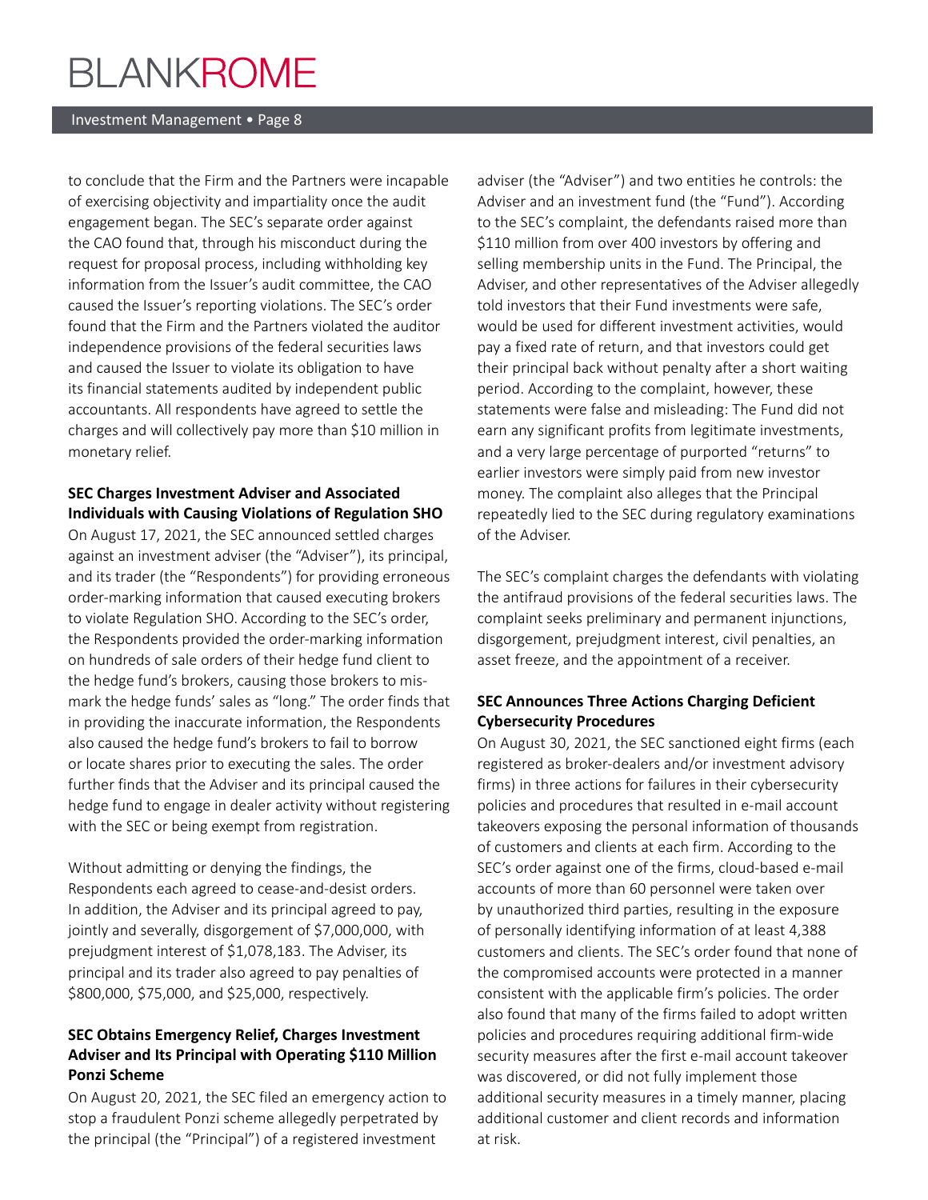to conclude that the Firm and the Partners were incapable of exercising objectivity and impartiality once the audit engagement began. The SEC's separate order against the CAO found that, through his misconduct during the request for proposal process, including withholding key information from the Issuer's audit committee, the CAO caused the Issuer's reporting violations. The SEC's order found that the Firm and the Partners violated the auditor independence provisions of the federal securities laws and caused the Issuer to violate its obligation to have its financial statements audited by independent public accountants. All respondents have agreed to settle the charges and will collectively pay more than $10 million in monetary relief.

**SEC Charges Investment Adviser and Associated Individuals with Causing Violations of Regulation SHO**

On August 17, 2021, the SEC announced settled charges against an investment adviser (the "Adviser"), its principal, and its trader (the "Respondents") for providing erroneous order-marking information that caused executing brokers to violate Regulation SHO. According to the SEC's order, the Respondents provided the order-marking information on hundreds of sale orders of their hedge fund client to the hedge fund's brokers, causing those brokers to mis-mark the hedge funds' sales as "long." The order finds that in providing the inaccurate information, the Respondents also caused the hedge fund's brokers to fail to borrow or locate shares prior to executing the sales. The order further finds that the Adviser and its principal caused the hedge fund to engage in dealer activity without registering with the SEC or being exempt from registration.

Without admitting or denying the findings, the Respondents each agreed to cease-and-desist orders. In addition, the Adviser and its principal agreed to pay, jointly and severally, disgorgement of $7,000,000, with prejudgment interest of $1,078,183. The Adviser, its principal and its trader also agreed to pay penalties of $800,000, $75,000, and $25,000, respectively.

**SEC Obtains Emergency Relief, Charges Investment Adviser and Its Principal with Operating $110 Million Ponzi Scheme**

On August 20, 2021, the SEC filed an emergency action to stop a fraudulent Ponzi scheme allegedly perpetrated by the principal (the "Principal") of a registered investment adviser (the "Adviser") and two entities he controls: the Adviser and an investment fund (the "Fund"). According to the SEC's complaint, the defendants raised more than $110 million from over 400 investors by offering and selling membership units in the Fund. The Principal, the Adviser, and other representatives of the Adviser allegedly told investors that their Fund investments were safe, would be used for different investment activities, would pay a fixed rate of return, and that investors could get their principal back without penalty after a short waiting period. According to the complaint, however, these statements were false and misleading: The Fund did not earn any significant profits from legitimate investments, and a very large percentage of purported "returns" to earlier investors were simply paid from new investor money. The complaint also alleges that the Principal repeatedly lied to the SEC during regulatory examinations of the Adviser.

The SEC's complaint charges the defendants with violating the antifraud provisions of the federal securities laws. The complaint seeks preliminary and permanent injunctions, disgorgement, prejudgment interest, civil penalties, an asset freeze, and the appointment of a receiver.

**SEC Announces Three Actions Charging Deficient Cybersecurity Procedures**

On August 30, 2021, the SEC sanctioned eight firms (each registered as broker-dealers and/or investment advisory firms) in three actions for failures in their cybersecurity policies and procedures that resulted in e-mail account takeovers exposing the personal information of thousands of customers and clients at each firm. According to the SEC's order against one of the firms, cloud-based e-mail accounts of more than 60 personnel were taken over by unauthorized third parties, resulting in the exposure of personally identifying information of at least 4,388 customers and clients. The SEC's order found that none of the compromised accounts were protected in a manner consistent with the applicable firm's policies. The order also found that many of the firms failed to adopt written policies and procedures requiring additional firm-wide security measures after the first e-mail account takeover was discovered, or did not fully implement those additional security measures in a timely manner, placing additional customer and client records and information at risk.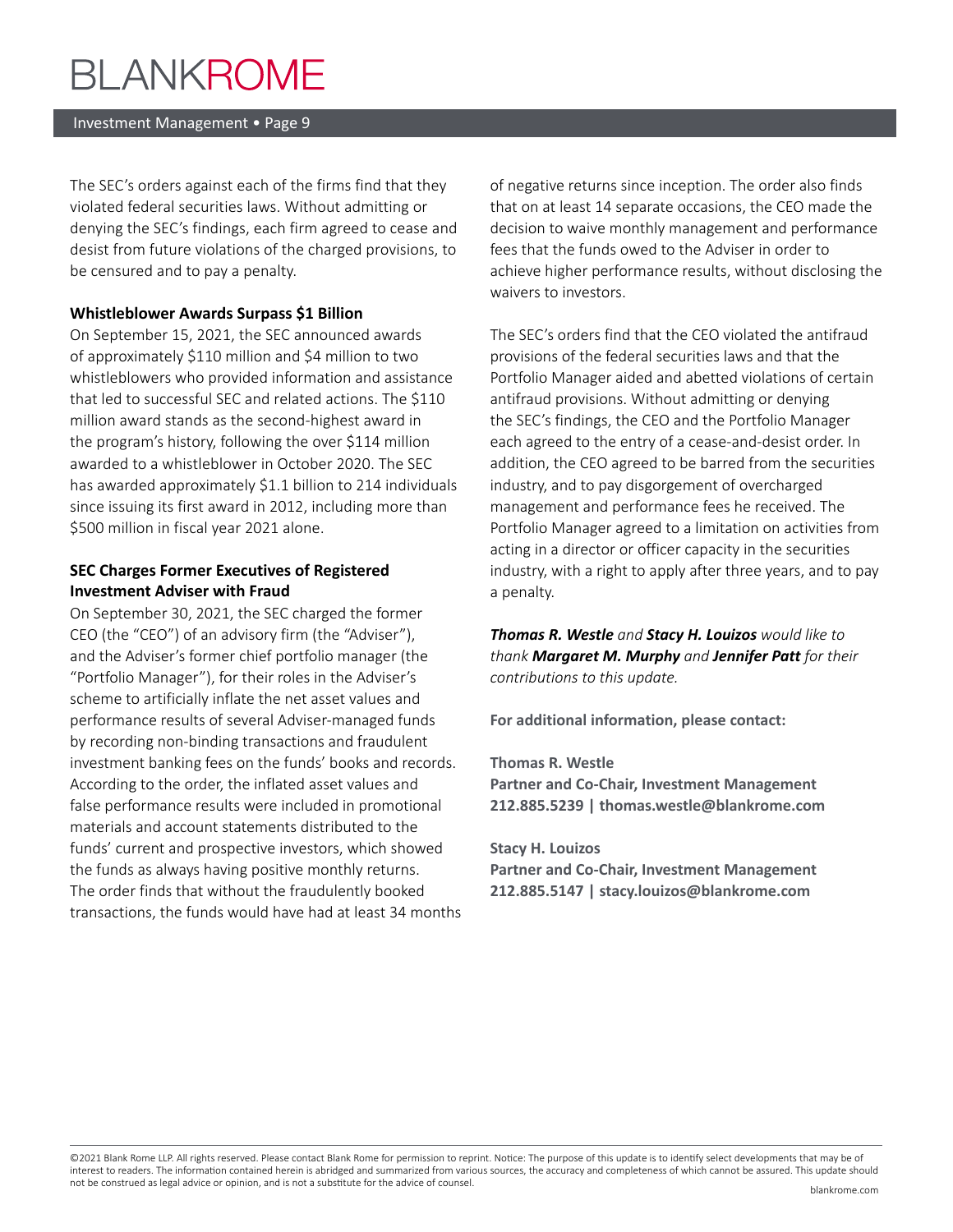The SEC's orders against each of the firms find that they violated federal securities laws. Without admitting or denying the SEC's findings, each firm agreed to cease and desist from future violations of the charged provisions, to be censured and to pay a penalty.

**Whistleblower Awards Surpass $1 Billion**

On September 15, 2021, the SEC announced awards of approximately $110 million and $4 million to two whistleblowers who provided information and assistance that led to successful SEC and related actions. The $110 million award stands as the second-highest award in the program's history, following the over $114 million awarded to a whistleblower in October 2020. The SEC has awarded approximately $1.1 billion to 214 individuals since issuing its first award in 2012, including more than $500 million in fiscal year 2021 alone.

**SEC Charges Former Executives of Registered Investment Adviser with Fraud**

On September 30, 2021, the SEC charged the former CEO (the "CEO") of an advisory firm (the "Adviser"), and the Adviser's former chief portfolio manager (the "Portfolio Manager"), for their roles in the Adviser's scheme to artificially inflate the net asset values and performance results of several Adviser-managed funds by recording non-binding transactions and fraudulent investment banking fees on the funds' books and records. According to the order, the inflated asset values and false performance results were included in promotional materials and account statements distributed to the funds' current and prospective investors, which showed the funds as always having positive monthly returns. The order finds that without the fraudulently booked transactions, the funds would have had at least 34 months of negative returns since inception. The order also finds that on at least 14 separate occasions, the CEO made the decision to waive monthly management and performance fees that the funds owed to the Adviser in order to achieve higher performance results, without disclosing the waivers to investors.

The SEC's orders find that the CEO violated the antifraud provisions of the federal securities laws and that the Portfolio Manager aided and abetted violations of certain antifraud provisions. Without admitting or denying the SEC's findings, the CEO and the Portfolio Manager each agreed to the entry of a cease-and-desist order. In addition, the CEO agreed to be barred from the securities industry, and to pay disgorgement of overcharged management and performance fees he received. The Portfolio Manager agreed to a limitation on activities from acting in a director or officer capacity in the securities industry, with a right to apply after three years, and to pay a penalty.

***Thomas R. Westle*** *and* ***Stacy H. Louizos*** *would like to thank* ***Margaret M. Murphy*** *and* ***Jennifer Patt*** *for their contributions to this update.*

**For additional information, please contact:**

**Thomas R. Westle**
**Partner and Co-Chair, Investment Management**
**212.885.5239 | thomas.westle@blankrome.com**

**Stacy H. Louizos**
**Partner and Co-Chair, Investment Management**
**212.885.5147 | stacy.louizos@blankrome.com**

©2021 Blank Rome LLP. All rights reserved. Please contact Blank Rome for permission to reprint. Notice: The purpose of this update is to identify select developments that may be of interest to readers. The information contained herein is abridged and summarized from various sources, the accuracy and completeness of which cannot be assured. This update should not be construed as legal advice or opinion, and is not a substitute for the advice of counsel.